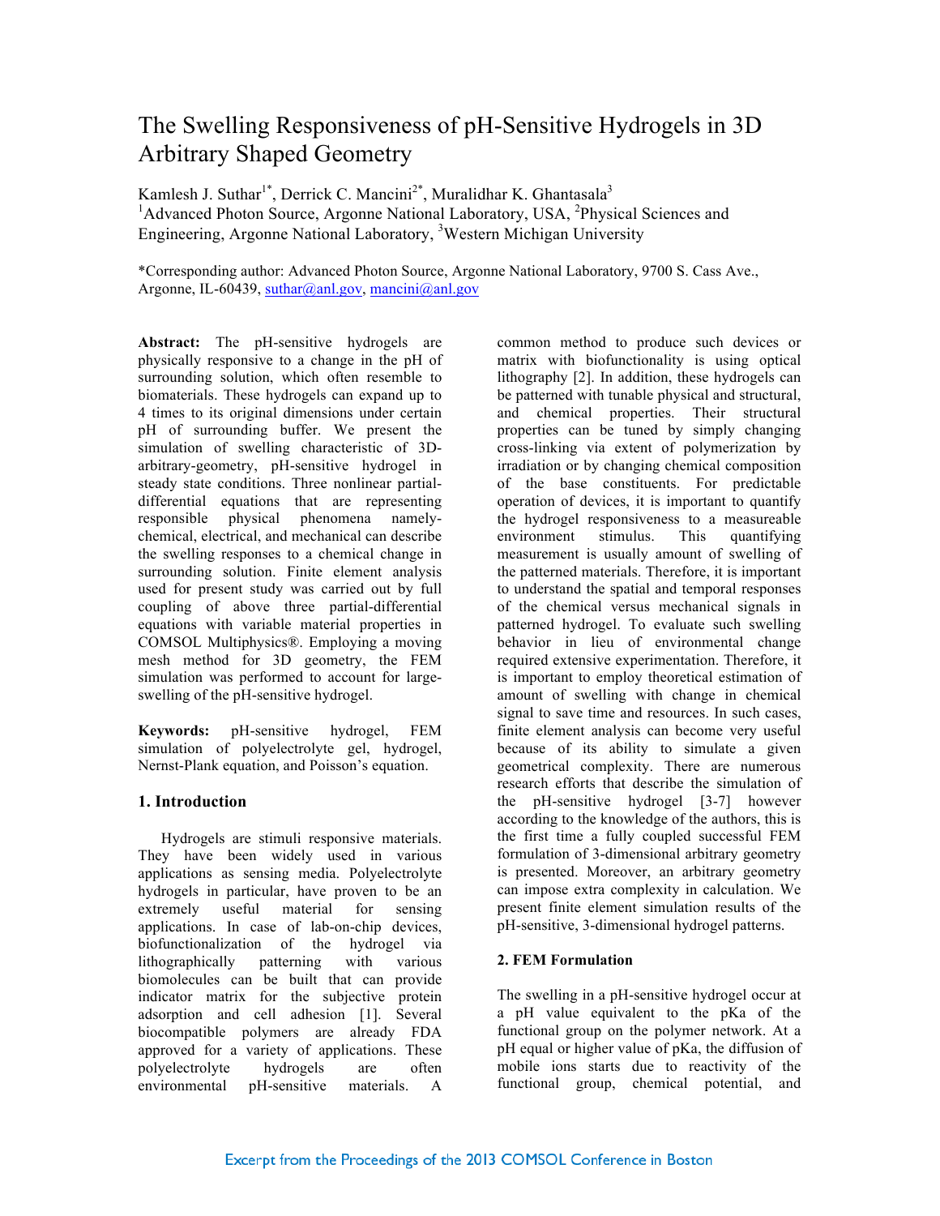# The Swelling Responsiveness of pH-Sensitive Hydrogels in 3D Arbitrary Shaped Geometry

Kamlesh J. Suthar[1*], Derrick C. Mancini[2*], Muralidhar K. Ghantasala[3]

[1]Advanced Photon Source, Argonne National Laboratory, USA, [2]Physical Sciences and Engineering, Argonne National Laboratory, [3]Western Michigan University

*Corresponding author: Advanced Photon Source, Argonne National Laboratory, 9700 S. Cass Ave., Argonne, IL-60439, suthar@anl.gov, mancini@anl.gov

**Abstract:** The pH-sensitive hydrogels are physically responsive to a change in the pH of surrounding solution, which often resemble to biomaterials. These hydrogels can expand up to 4 times to its original dimensions under certain pH of surrounding buffer. We present the simulation of swelling characteristic of 3D-arbitrary-geometry, pH-sensitive hydrogel in steady state conditions. Three nonlinear partial-differential equations that are representing responsible physical phenomena namely-chemical, electrical, and mechanical can describe the swelling responses to a chemical change in surrounding solution. Finite element analysis used for present study was carried out by full coupling of above three partial-differential equations with variable material properties in COMSOL Multiphysics®. Employing a moving mesh method for 3D geometry, the FEM simulation was performed to account for large-swelling of the pH-sensitive hydrogel.

**Keywords:** pH-sensitive hydrogel, FEM simulation of polyelectrolyte gel, hydrogel, Nernst-Plank equation, and Poisson's equation.

## 1. Introduction

Hydrogels are stimuli responsive materials. They have been widely used in various applications as sensing media. Polyelectrolyte hydrogels in particular, have proven to be an extremely useful material for sensing applications. In case of lab-on-chip devices, biofunctionalization of the hydrogel via lithographically patterning with various biomolecules can be built that can provide indicator matrix for the subjective protein adsorption and cell adhesion [1]. Several biocompatible polymers are already FDA approved for a variety of applications. These polyelectrolyte hydrogels are often environmental pH-sensitive materials. A common method to produce such devices or matrix with biofunctionality is using optical lithography [2]. In addition, these hydrogels can be patterned with tunable physical and structural, and chemical properties. Their structural properties can be tuned by simply changing cross-linking via extent of polymerization by irradiation or by changing chemical composition of the base constituents. For predictable operation of devices, it is important to quantify the hydrogel responsiveness to a measureable environment stimulus. This quantifying measurement is usually amount of swelling of the patterned materials. Therefore, it is important to understand the spatial and temporal responses of the chemical versus mechanical signals in patterned hydrogel. To evaluate such swelling behavior in lieu of environmental change required extensive experimentation. Therefore, it is important to employ theoretical estimation of amount of swelling with change in chemical signal to save time and resources. In such cases, finite element analysis can become very useful because of its ability to simulate a given geometrical complexity. There are numerous research efforts that describe the simulation of the pH-sensitive hydrogel [3-7] however according to the knowledge of the authors, this is the first time a fully coupled successful FEM formulation of 3-dimensional arbitrary geometry is presented. Moreover, an arbitrary geometry can impose extra complexity in calculation. We present finite element simulation results of the pH-sensitive, 3-dimensional hydrogel patterns.

## 2. FEM Formulation

The swelling in a pH-sensitive hydrogel occur at a pH value equivalent to the pKa of the functional group on the polymer network. At a pH equal or higher value of pKa, the diffusion of mobile ions starts due to reactivity of the functional group, chemical potential, and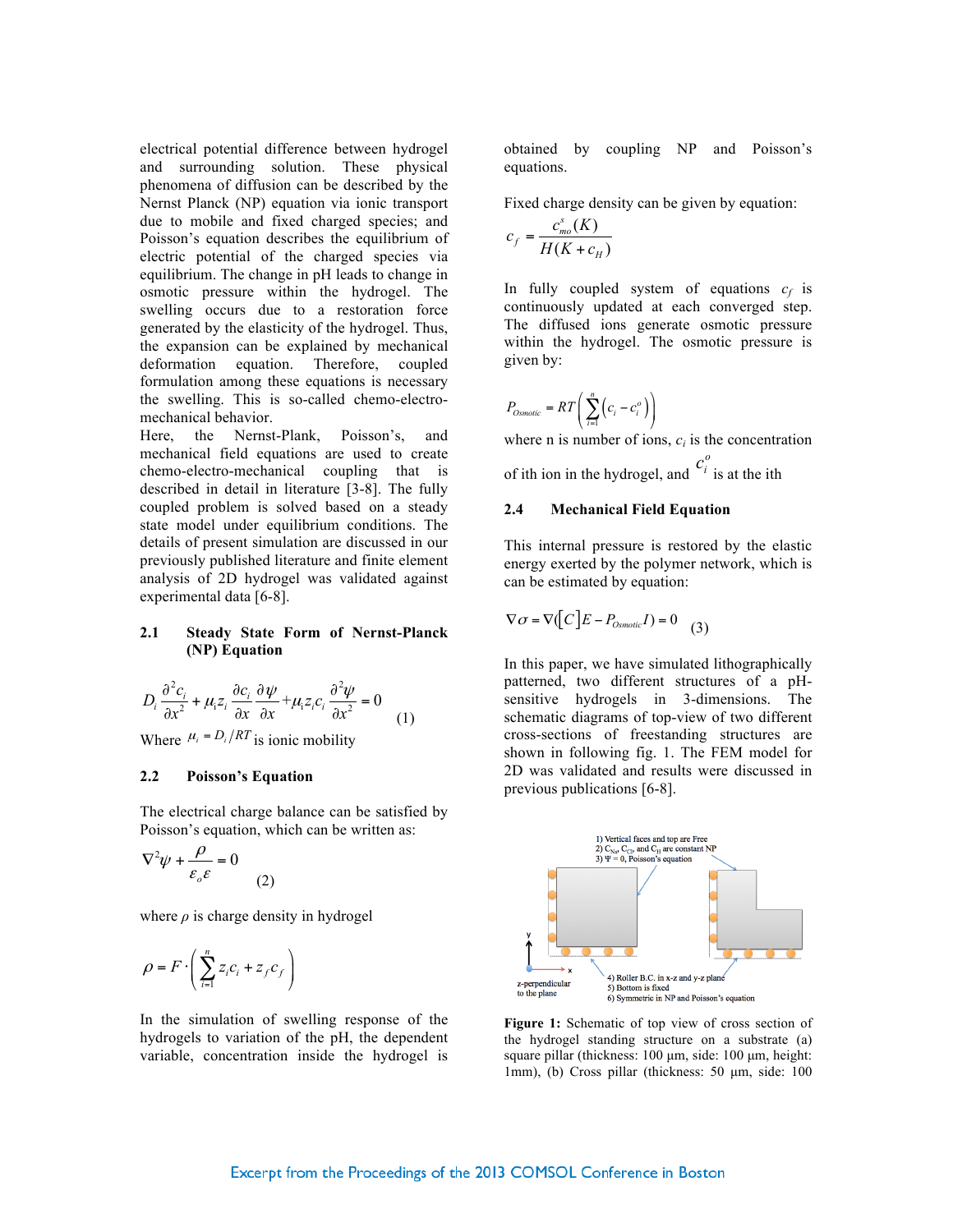electrical potential difference between hydrogel and surrounding solution. These physical phenomena of diffusion can be described by the Nernst Planck (NP) equation via ionic transport due to mobile and fixed charged species; and Poisson's equation describes the equilibrium of electric potential of the charged species via equilibrium. The change in pH leads to change in osmotic pressure within the hydrogel. The swelling occurs due to a restoration force generated by the elasticity of the hydrogel. Thus, the expansion can be explained by mechanical deformation equation. Therefore, coupled formulation among these equations is necessary the swelling. This is so-called chemo-electro-mechanical behavior.

Here, the Nernst-Plank, Poisson's, and mechanical field equations are used to create chemo-electro-mechanical coupling that is described in detail in literature [3-8]. The fully coupled problem is solved based on a steady state model under equilibrium conditions. The details of present simulation are discussed in our previously published literature and finite element analysis of 2D hydrogel was validated against experimental data [6-8].

### 2.1 Steady State Form of Nernst-Planck (NP) Equation

$$D_i \frac{\partial^2 c_i}{\partial x^2} + \mu_i z_i \frac{\partial c_i}{\partial x}\frac{\partial \psi}{\partial x} + \mu_i z_i c_i \frac{\partial^2 \psi}{\partial x^2} = 0 \qquad (1)$$

Where $\mu_i = D_i / RT$ is ionic mobility

### 2.2 Poisson's Equation

The electrical charge balance can be satisfied by Poisson's equation, which can be written as:

$$\nabla^2 \psi + \frac{\rho}{\varepsilon_o \varepsilon} = 0 \qquad (2)$$

where $\rho$ is charge density in hydrogel

$$\rho = F \cdot \left( \sum_{i=1}^{n} z_i c_i + z_f c_f \right)$$

In the simulation of swelling response of the hydrogels to variation of the pH, the dependent variable, concentration inside the hydrogel is obtained by coupling NP and Poisson's equations.

Fixed charge density can be given by equation:

$$c_f = \frac{c_{mo}^{s}(K)}{H(K + c_H)}$$

In fully coupled system of equations $c_f$ is continuously updated at each converged step. The diffused ions generate osmotic pressure within the hydrogel. The osmotic pressure is given by:

$$P_{Osmotic} = RT\left( \sum_{i=1}^{n} \left( c_i - c_i^o \right) \right)$$

where n is number of ions, $c_i$ is the concentration of ith ion in the hydrogel, and $c_i^o$ is at the ith

### 2.4 Mechanical Field Equation

This internal pressure is restored by the elastic energy exerted by the polymer network, which is can be estimated by equation:

$$\nabla \sigma = \nabla([C]E - P_{Osmotic} I) = 0 \qquad (3)$$

In this paper, we have simulated lithographically patterned, two different structures of a pH-sensitive hydrogels in 3-dimensions. The schematic diagrams of top-view of two different cross-sections of freestanding structures are shown in following fig. 1. The FEM model for 2D was validated and results were discussed in previous publications [6-8].

**Figure 1:** Schematic of top view of cross section of the hydrogel standing structure on a substrate (a) square pillar (thickness: 100 μm, side: 100 μm, height: 1mm), (b) Cross pillar (thickness: 50 μm, side: 100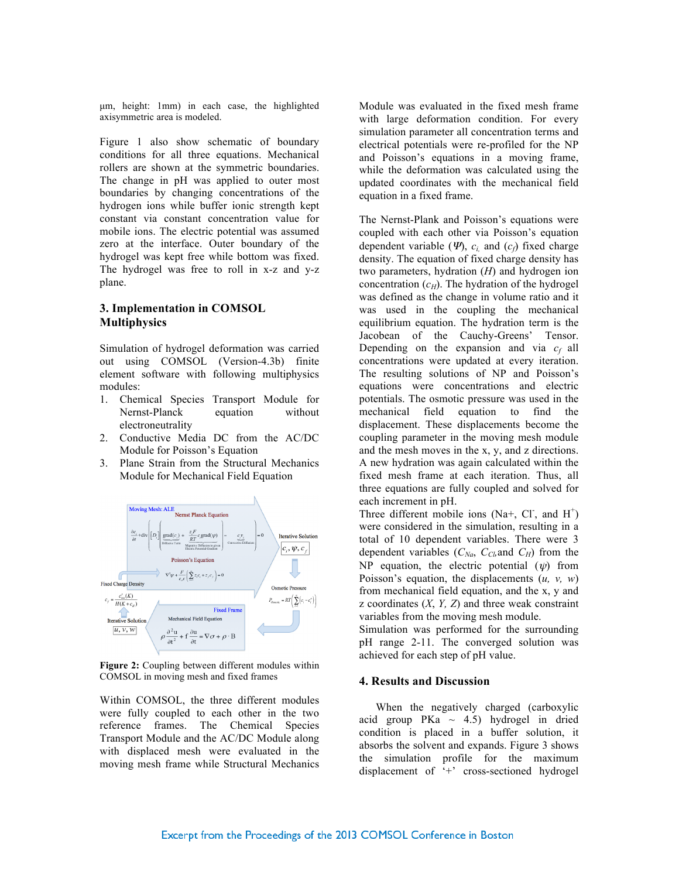µm, height: 1mm) in each case, the highlighted axisymmetric area is modeled.

Figure 1 also show schematic of boundary conditions for all three equations. Mechanical rollers are shown at the symmetric boundaries. The change in pH was applied to outer most boundaries by changing concentrations of the hydrogen ions while buffer ionic strength kept constant via constant concentration value for mobile ions. The electric potential was assumed zero at the interface. Outer boundary of the hydrogel was kept free while bottom was fixed. The hydrogel was free to roll in x-z and y-z plane.

## 3. Implementation in COMSOL Multiphysics

Simulation of hydrogel deformation was carried out using COMSOL (Version-4.3b) finite element software with following multiphysics modules:

1. Chemical Species Transport Module for Nernst-Planck equation without electroneutrality
2. Conductive Media DC from the AC/DC Module for Poisson's Equation
3. Plane Strain from the Structural Mechanics Module for Mechanical Field Equation

Moving Mesh: ALE

Nernst Planck Equation

$$\frac{\partial c_i}{\partial t} + \text{div}\left[ [D_i] \left( \text{grad}(c_i) + \frac{z_i F}{RT} c_i \,\text{grad}(\psi) \right) - \frac{c_i V_i}{} \right] = 0$$

Diffusion Term; Migrative Diffusion in given Electric Potential Gradient; Convective Diffusion

Iterative Solution: $c_i, \psi, c_f$

Poisson's Equation

$$\nabla^2 \psi + \frac{F}{\varepsilon_r \varepsilon} \left( \sum_{i=1}^{N} z_i c_i + z_f c_f \right) = 0$$

Fixed Charge Density

$$c_f = \frac{c^s_{m0}(K)}{H(K + c_H)}$$

Osmotic Pressure

$$P_{Osmotic} = RT\left( \sum (c_i - c_i^o) \right)$$

Iterative Solution: $u, v, w$

Fixed Frame

Mechanical Field Equation

$$\rho \frac{\partial^2 u}{\partial t^2} + f \frac{\partial u}{\partial t} = \nabla \sigma + \rho \cdot B$$

**Figure 2:** Coupling between different modules within COMSOL in moving mesh and fixed frames

Within COMSOL, the three different modules were fully coupled to each other in the two reference frames. The Chemical Species Transport Module and the AC/DC Module along with displaced mesh were evaluated in the moving mesh frame while Structural Mechanics Module was evaluated in the fixed mesh frame with large deformation condition. For every simulation parameter all concentration terms and electrical potentials were re-profiled for the NP and Poisson's equations in a moving frame, while the deformation was calculated using the updated coordinates with the mechanical field equation in a fixed frame.

The Nernst-Plank and Poisson's equations were coupled with each other via Poisson's equation dependent variable ($\Psi$), $c_i$, and ($c_f$) fixed charge density. The equation of fixed charge density has two parameters, hydration ($H$) and hydrogen ion concentration ($c_H$). The hydration of the hydrogel was defined as the change in volume ratio and it was used in the coupling the mechanical equilibrium equation. The hydration term is the Jacobean of the Cauchy-Greens' Tensor. Depending on the expansion and via $c_f$ all concentrations were updated at every iteration. The resulting solutions of NP and Poisson's equations were concentrations and electric potentials. The osmotic pressure was used in the mechanical field equation to find the displacement. These displacements become the coupling parameter in the moving mesh module and the mesh moves in the x, y, and z directions. A new hydration was again calculated within the fixed mesh frame at each iteration. Thus, all three equations are fully coupled and solved for each increment in pH.

Three different mobile ions (Na+, $Cl^-$, and $H^+$) were considered in the simulation, resulting in a total of 10 dependent variables. There were 3 dependent variables ($C_{Na}$, $C_{Cl}$, and $C_H$) from the NP equation, the electric potential ($\psi$) from Poisson's equation, the displacements ($u$, $v$, $w$) from mechanical field equation, and the x, y and z coordinates ($X$, $Y$, $Z$) and three weak constraint variables from the moving mesh module.

Simulation was performed for the surrounding pH range 2-11. The converged solution was achieved for each step of pH value.

## 4. Results and Discussion

When the negatively charged (carboxylic acid group PKa ~ 4.5) hydrogel in dried condition is placed in a buffer solution, it absorbs the solvent and expands. Figure 3 shows the simulation profile for the maximum displacement of '+' cross-sectioned hydrogel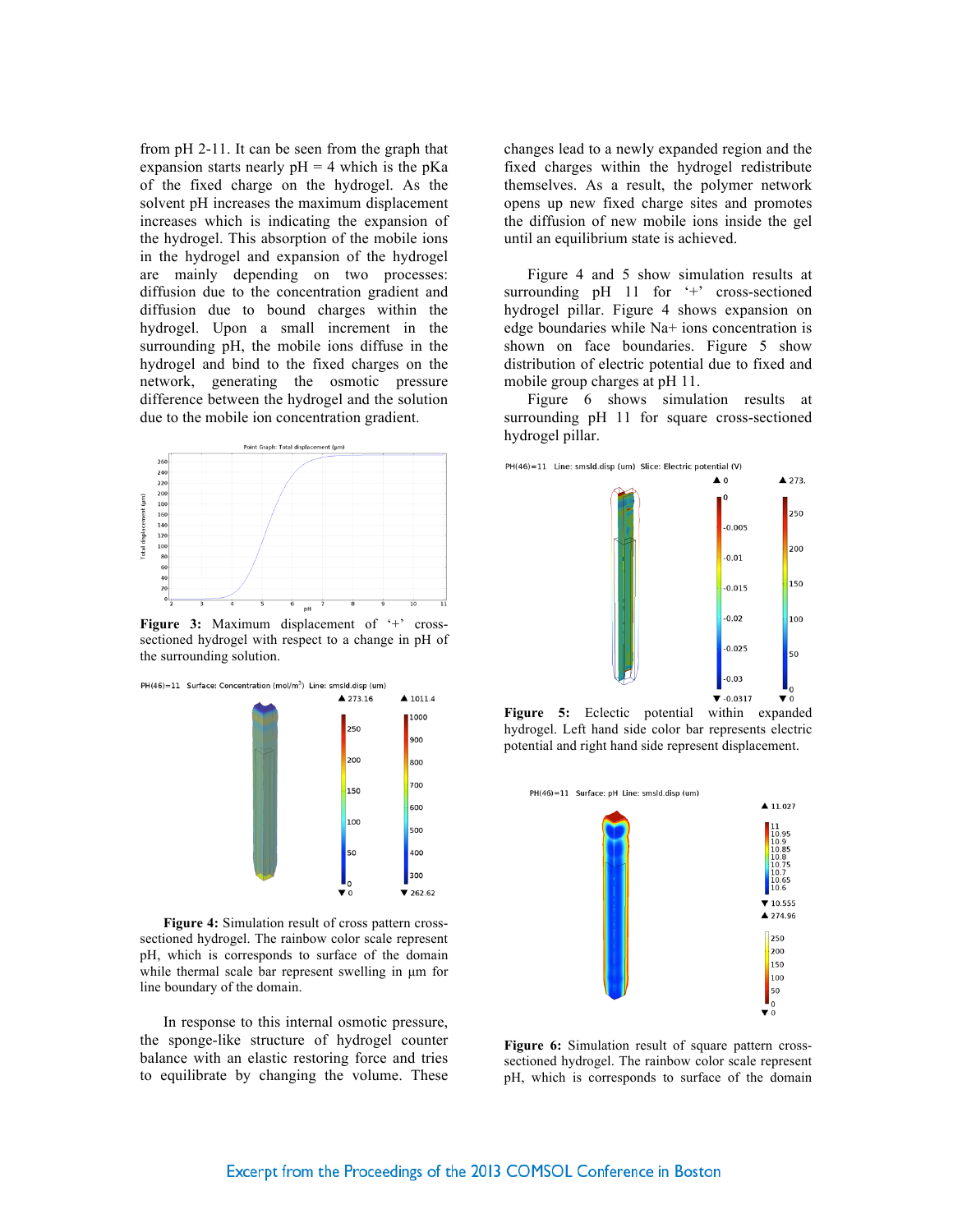from pH 2-11. It can be seen from the graph that expansion starts nearly pH = 4 which is the pKa of the fixed charge on the hydrogel. As the solvent pH increases the maximum displacement increases which is indicating the expansion of the hydrogel. This absorption of the mobile ions in the hydrogel and expansion of the hydrogel are mainly depending on two processes: diffusion due to the concentration gradient and diffusion due to bound charges within the hydrogel. Upon a small increment in the surrounding pH, the mobile ions diffuse in the hydrogel and bind to the fixed charges on the network, generating the osmotic pressure difference between the hydrogel and the solution due to the mobile ion concentration gradient.

**Figure 3:** Maximum displacement of '+' cross-sectioned hydrogel with respect to a change in pH of the surrounding solution.

**Figure 4:** Simulation result of cross pattern cross-sectioned hydrogel. The rainbow color scale represent pH, which is corresponds to surface of the domain while thermal scale bar represent swelling in µm for line boundary of the domain.

In response to this internal osmotic pressure, the sponge-like structure of hydrogel counter balance with an elastic restoring force and tries to equilibrate by changing the volume. These changes lead to a newly expanded region and the fixed charges within the hydrogel redistribute themselves. As a result, the polymer network opens up new fixed charge sites and promotes the diffusion of new mobile ions inside the gel until an equilibrium state is achieved.

Figure 4 and 5 show simulation results at surrounding pH 11 for '+' cross-sectioned hydrogel pillar. Figure 4 shows expansion on edge boundaries while Na+ ions concentration is shown on face boundaries. Figure 5 show distribution of electric potential due to fixed and mobile group charges at pH 11.

Figure 6 shows simulation results at surrounding pH 11 for square cross-sectioned hydrogel pillar.

**Figure 5:** Eclectic potential within expanded hydrogel. Left hand side color bar represents electric potential and right hand side represent displacement.

**Figure 6:** Simulation result of square pattern cross-sectioned hydrogel. The rainbow color scale represent pH, which is corresponds to surface of the domain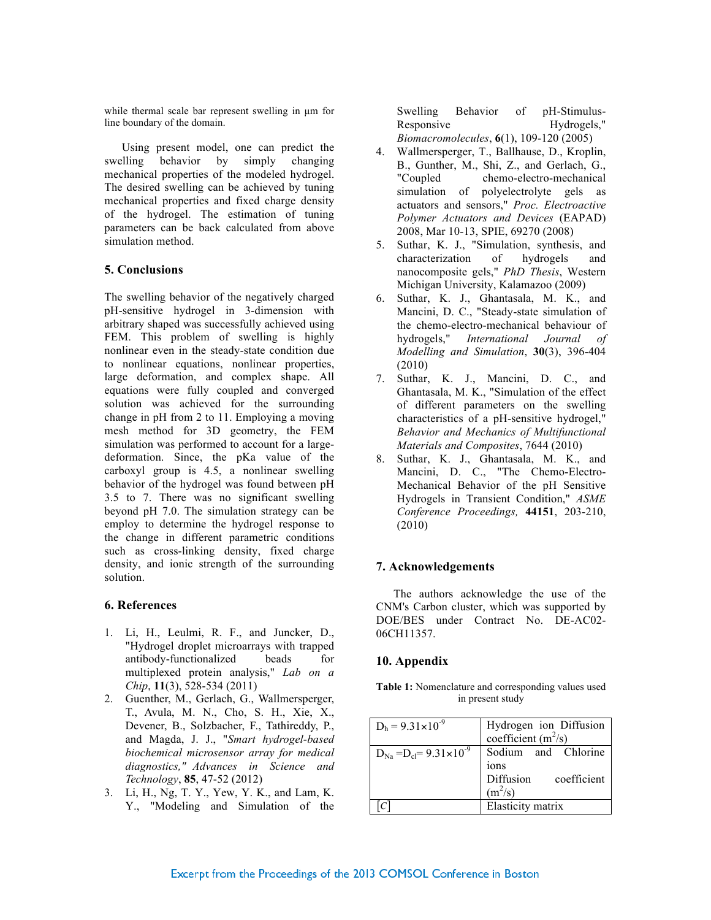while thermal scale bar represent swelling in μm for line boundary of the domain.

Using present model, one can predict the swelling behavior by simply changing mechanical properties of the modeled hydrogel. The desired swelling can be achieved by tuning mechanical properties and fixed charge density of the hydrogel. The estimation of tuning parameters can be back calculated from above simulation method.

## 5. Conclusions

The swelling behavior of the negatively charged pH-sensitive hydrogel in 3-dimension with arbitrary shaped was successfully achieved using FEM. This problem of swelling is highly nonlinear even in the steady-state condition due to nonlinear equations, nonlinear properties, large deformation, and complex shape. All equations were fully coupled and converged solution was achieved for the surrounding change in pH from 2 to 11. Employing a moving mesh method for 3D geometry, the FEM simulation was performed to account for a large-deformation. Since, the pKa value of the carboxyl group is 4.5, a nonlinear swelling behavior of the hydrogel was found between pH 3.5 to 7. There was no significant swelling beyond pH 7.0. The simulation strategy can be employ to determine the hydrogel response to the change in different parametric conditions such as cross-linking density, fixed charge density, and ionic strength of the surrounding solution.

## 6. References

1. Li, H., Leulmi, R. F., and Juncker, D., "Hydrogel droplet microarrays with trapped antibody-functionalized beads for multiplexed protein analysis," *Lab on a Chip*, **11**(3), 528-534 (2011)
2. Guenther, M., Gerlach, G., Wallmersperger, T., Avula, M. N., Cho, S. H., Xie, X., Devener, B., Solzbacher, F., Tathireddy, P., and Magda, J. J., "*Smart hydrogel-based biochemical microsensor array for medical diagnostics,*" *Advances in Science and Technology*, **85**, 47-52 (2012)
3. Li, H., Ng, T. Y., Yew, Y. K., and Lam, K. Y., "Modeling and Simulation of the Swelling Behavior of pH-Stimulus-Responsive Hydrogels," *Biomacromolecules*, **6**(1), 109-120 (2005)
4. Wallmersperger, T., Ballhause, D., Kroplin, B., Gunther, M., Shi, Z., and Gerlach, G., "Coupled chemo-electro-mechanical simulation of polyelectrolyte gels as actuators and sensors," *Proc. Electroactive Polymer Actuators and Devices* (EAPAD) 2008, Mar 10-13, SPIE, 69270 (2008)
5. Suthar, K. J., "Simulation, synthesis, and characterization of hydrogels and nanocomposite gels," *PhD Thesis*, Western Michigan University, Kalamazoo (2009)
6. Suthar, K. J., Ghantasala, M. K., and Mancini, D. C., "Steady-state simulation of the chemo-electro-mechanical behaviour of hydrogels," *International Journal of Modelling and Simulation*, **30**(3), 396-404 (2010)
7. Suthar, K. J., Mancini, D. C., and Ghantasala, M. K., "Simulation of the effect of different parameters on the swelling characteristics of a pH-sensitive hydrogel," *Behavior and Mechanics of Multifunctional Materials and Composites*, 7644 (2010)
8. Suthar, K. J., Ghantasala, M. K., and Mancini, D. C., "The Chemo-Electro-Mechanical Behavior of the pH Sensitive Hydrogels in Transient Condition," *ASME Conference Proceedings,* **44151**, 203-210, (2010)

## 7. Acknowledgements

The authors acknowledge the use of the CNM's Carbon cluster, which was supported by DOE/BES under Contract No. DE-AC02-06CH11357.

## 10. Appendix

**Table 1:** Nomenclature and corresponding values used in present study

| | |
|---|---|
| $D_h = 9.31\times10^{-9}$ | Hydrogen ion Diffusion coefficient ($m^2/s$) |
| $D_{Na} = D_{cl} = 9.31\times10^{-9}$ | Sodium and Chlorine ions Diffusion coefficient ($m^2/s$) |
| $[C]$ | Elasticity matrix |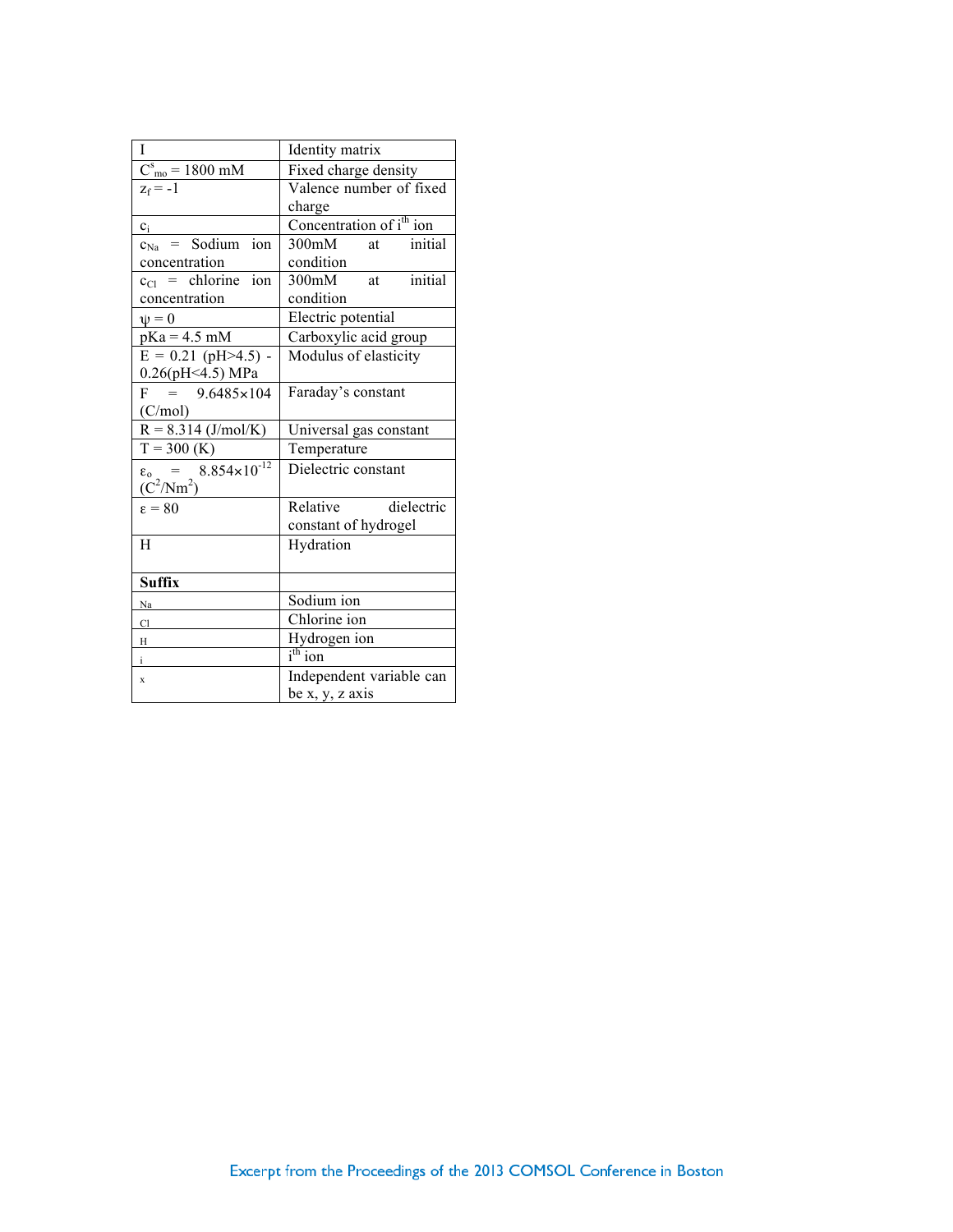| | |
|---|---|
| I | Identity matrix |
| $C^s_{mo}$ = 1800 mM | Fixed charge density |
| $z_f$ = -1 | Valence number of fixed charge |
| $c_i$ | Concentration of $i^{th}$ ion |
| $c_{Na}$ = Sodium ion concentration | 300mM at initial condition |
| $c_{Cl}$ = chlorine ion concentration | 300mM at initial condition |
| $\psi$ = 0 | Electric potential |
| pKa = 4.5 mM | Carboxylic acid group |
| E = 0.21 (pH>4.5) - 0.26(pH<4.5) MPa | Modulus of elasticity |
| F = 9.6485×104 (C/mol) | Faraday's constant |
| R = 8.314 (J/mol/K) | Universal gas constant |
| T = 300 (K) | Temperature |
| $\varepsilon_o$ = $8.854\times10^{-12}$ ($C^2/Nm^2$) | Dielectric constant |
| $\varepsilon$ = 80 | Relative dielectric constant of hydrogel |
| H | Hydration |
| **Suffix** | |
| Na | Sodium ion |
| Cl | Chlorine ion |
| H | Hydrogen ion |
| i | $i^{th}$ ion |
| x | Independent variable can be x, y, z axis |